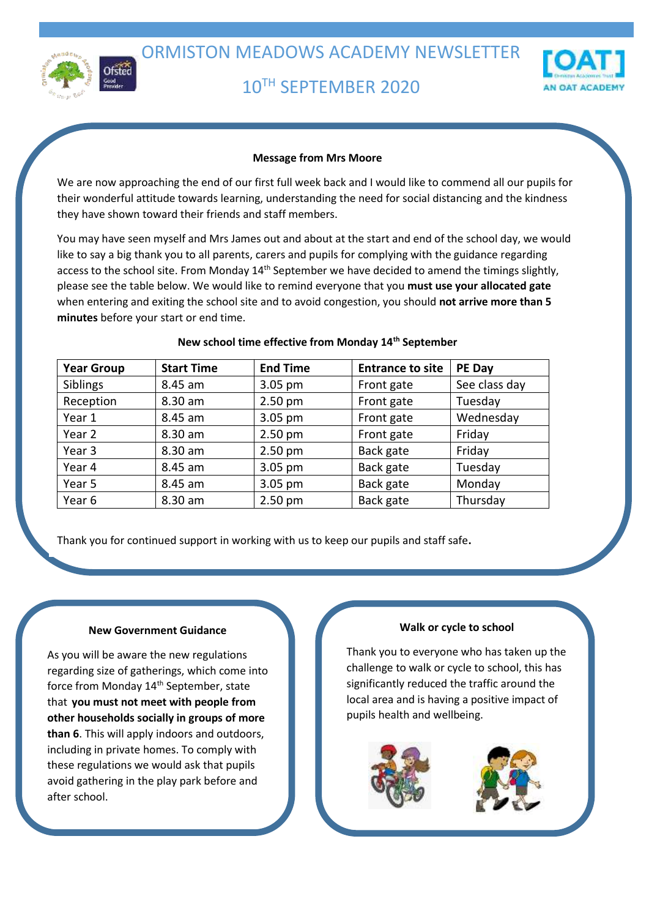# ORMISTON MEADOWS ACADEMY NEWSLETTER

## 10TH SEPTEMBER 2020

### Message from Mrs Moore

We are now approaching the end of our first full week back and I would like to commend all our pupils for their wonderful attitude towards learning, understanding the need for social distancing and the kindness they have shown toward their friends and staff members.

You may have seen myself and Mrs James out and about at the start and end of the school day, we would like to say a big thank you to all parents, carers and pupils for complying with the guidance regarding access to the school site. From Monday 14th September we have decided to amend the timings slightly, please see the table below. We would like to remind everyone that you **must use your allocated gate** when entering and exiting the school site and to avoid congestion, you should **not arrive more than 5 minutes** before your start or end time.

**New school time effective from Monday 14th September**

| Year Group | Start Time | End Time | Entrance to site | PE Day |
|---|---|---|---|---|
| Siblings | 8.45 am | 3.05 pm | Front gate | See class day |
| Reception | 8.30 am | 2.50 pm | Front gate | Tuesday |
| Year 1 | 8.45 am | 3.05 pm | Front gate | Wednesday |
| Year 2 | 8.30 am | 2.50 pm | Front gate | Friday |
| Year 3 | 8.30 am | 2.50 pm | Back gate | Friday |
| Year 4 | 8.45 am | 3.05 pm | Back gate | Tuesday |
| Year 5 | 8.45 am | 3.05 pm | Back gate | Monday |
| Year 6 | 8.30 am | 2.50 pm | Back gate | Thursday |

Thank you for continued support in working with us to keep our pupils and staff safe.

### New Government Guidance

As you will be aware the new regulations regarding size of gatherings, which come into force from Monday 14th September, state that **you must not meet with people from other households socially in groups of more than 6**. This will apply indoors and outdoors, including in private homes. To comply with these regulations we would ask that pupils avoid gathering in the play park before and after school.

### Walk or cycle to school

Thank you to everyone who has taken up the challenge to walk or cycle to school, this has significantly reduced the traffic around the local area and is having a positive impact of pupils health and wellbeing.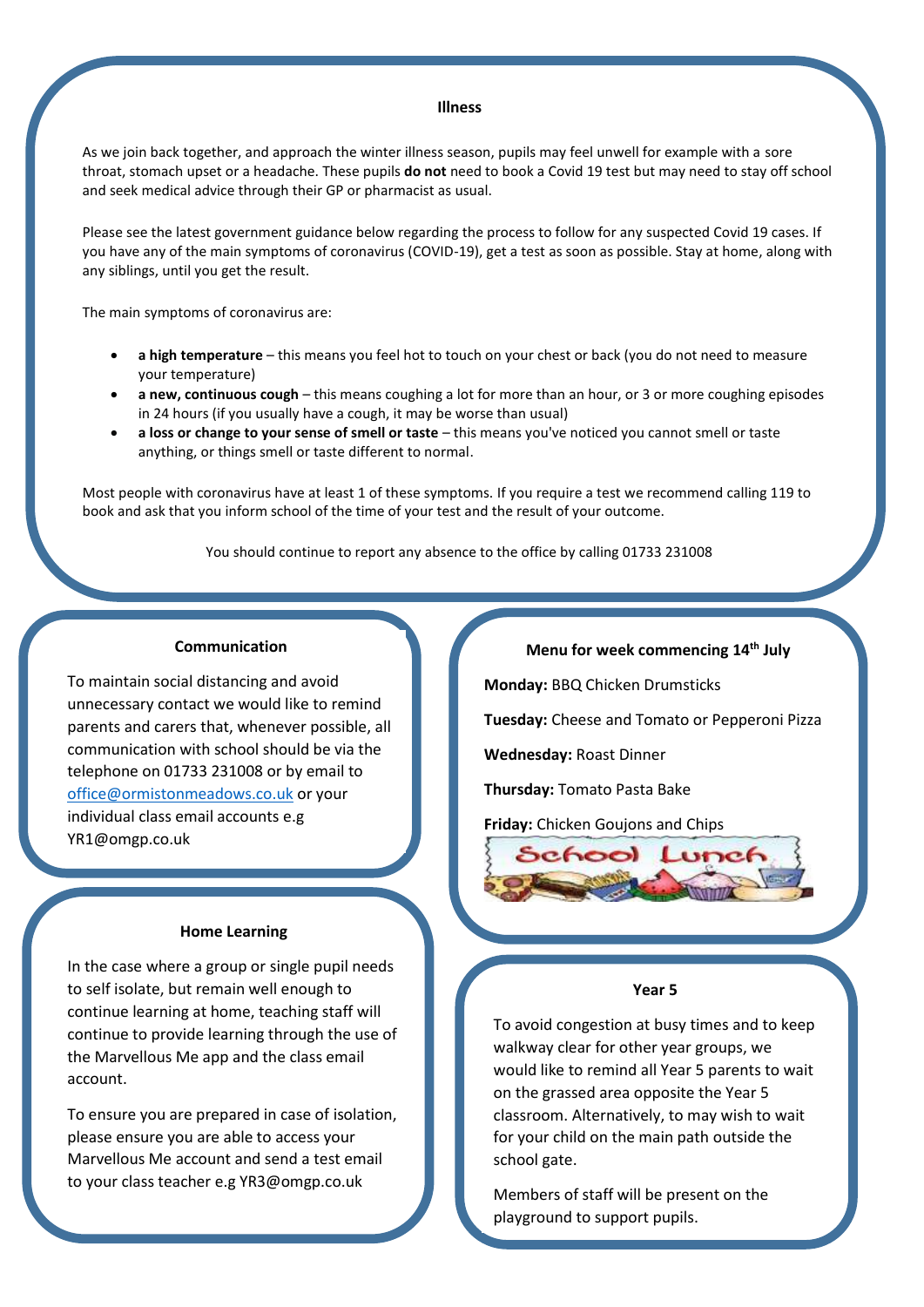## Illness

As we join back together, and approach the winter illness season, pupils may feel unwell for example with a sore throat, stomach upset or a headache. These pupils **do not** need to book a Covid 19 test but may need to stay off school and seek medical advice through their GP or pharmacist as usual.

Please see the latest government guidance below regarding the process to follow for any suspected Covid 19 cases. If you have any of the main symptoms of coronavirus (COVID-19), get a test as soon as possible. Stay at home, along with any siblings, until you get the result.

The main symptoms of coronavirus are:

- **a high temperature** – this means you feel hot to touch on your chest or back (you do not need to measure your temperature)
- **a new, continuous cough** – this means coughing a lot for more than an hour, or 3 or more coughing episodes in 24 hours (if you usually have a cough, it may be worse than usual)
- **a loss or change to your sense of smell or taste** – this means you've noticed you cannot smell or taste anything, or things smell or taste different to normal.

Most people with coronavirus have at least 1 of these symptoms. If you require a test we recommend calling 119 to book and ask that you inform school of the time of your test and the result of your outcome.

You should continue to report any absence to the office by calling 01733 231008

## Communication

To maintain social distancing and avoid unnecessary contact we would like to remind parents and carers that, whenever possible, all communication with school should be via the telephone on 01733 231008 or by email to office@ormistonmeadows.co.uk or your individual class email accounts e.g YR1@omgp.co.uk

## Home Learning

In the case where a group or single pupil needs to self isolate, but remain well enough to continue learning at home, teaching staff will continue to provide learning through the use of the Marvellous Me app and the class email account.

To ensure you are prepared in case of isolation, please ensure you are able to access your Marvellous Me account and send a test email to your class teacher e.g YR3@omgp.co.uk

## Menu for week commencing 14th July

**Monday:** BBQ Chicken Drumsticks

**Tuesday:** Cheese and Tomato or Pepperoni Pizza

**Wednesday:** Roast Dinner

**Thursday:** Tomato Pasta Bake

**Friday:** Chicken Goujons and Chips

School Lunch

## Year 5

To avoid congestion at busy times and to keep walkway clear for other year groups, we would like to remind all Year 5 parents to wait on the grassed area opposite the Year 5 classroom. Alternatively, to may wish to wait for your child on the main path outside the school gate.

Members of staff will be present on the playground to support pupils.